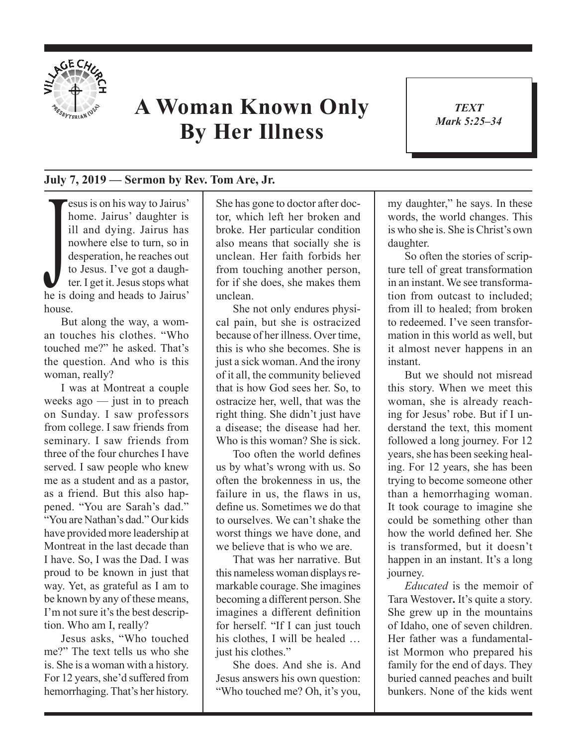# A Woman Known Only By Her Illness

***TEXT***
***Mark 5:25–34***

**July 7, 2019 — Sermon by Rev. Tom Are, Jr.**

Jesus is on his way to Jairus' home. Jairus' daughter is ill and dying. Jairus has nowhere else to turn, so in desperation, he reaches out to Jesus. I've got a daughter. I get it. Jesus stops what he is doing and heads to Jairus' house.

But along the way, a woman touches his clothes. "Who touched me?" he asked. That's the question. And who is this woman, really?

I was at Montreat a couple weeks ago — just in to preach on Sunday. I saw professors from college. I saw friends from seminary. I saw friends from three of the four churches I have served. I saw people who knew me as a student and as a pastor, as a friend. But this also happened. "You are Sarah's dad." "You are Nathan's dad." Our kids have provided more leadership at Montreat in the last decade than I have. So, I was the Dad. I was proud to be known in just that way. Yet, as grateful as I am to be known by any of these means, I'm not sure it's the best description. Who am I, really?

Jesus asks, "Who touched me?" The text tells us who she is. She is a woman with a history. For 12 years, she'd suffered from hemorrhaging. That's her history. She has gone to doctor after doctor, which left her broken and broke. Her particular condition also means that socially she is unclean. Her faith forbids her from touching another person, for if she does, she makes them unclean.

She not only endures physical pain, but she is ostracized because of her illness. Over time, this is who she becomes. She is just a sick woman. And the irony of it all, the community believed that is how God sees her. So, to ostracize her, well, that was the right thing. She didn't just have a disease; the disease had her. Who is this woman? She is sick.

Too often the world defines us by what's wrong with us. So often the brokenness in us, the failure in us, the flaws in us, define us. Sometimes we do that to ourselves. We can't shake the worst things we have done, and we believe that is who we are.

That was her narrative. But this nameless woman displays remarkable courage. She imagines becoming a different person. She imagines a different definition for herself. "If I can just touch his clothes, I will be healed … just his clothes."

She does. And she is. And Jesus answers his own question: "Who touched me? Oh, it's you, my daughter," he says. In these words, the world changes. This is who she is. She is Christ's own daughter.

So often the stories of scripture tell of great transformation in an instant. We see transformation from outcast to included; from ill to healed; from broken to redeemed. I've seen transformation in this world as well, but it almost never happens in an instant.

But we should not misread this story. When we meet this woman, she is already reaching for Jesus' robe. But if I understand the text, this moment followed a long journey. For 12 years, she has been seeking healing. For 12 years, she has been trying to become someone other than a hemorrhaging woman. It took courage to imagine she could be something other than how the world defined her. She is transformed, but it doesn't happen in an instant. It's a long journey.

*Educated* is the memoir of Tara Westover**.** It's quite a story. She grew up in the mountains of Idaho, one of seven children. Her father was a fundamentalist Mormon who prepared his family for the end of days. They buried canned peaches and built bunkers. None of the kids went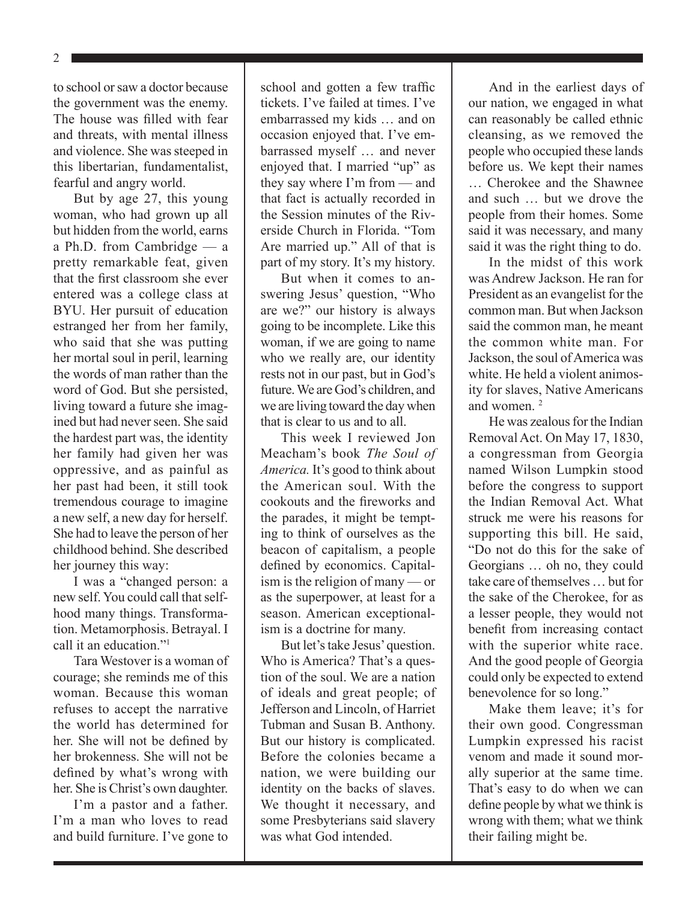to school or saw a doctor because the government was the enemy. The house was filled with fear and threats, with mental illness and violence. She was steeped in this libertarian, fundamentalist, fearful and angry world.

But by age 27, this young woman, who had grown up all but hidden from the world, earns a Ph.D. from Cambridge — a pretty remarkable feat, given that the first classroom she ever entered was a college class at BYU. Her pursuit of education estranged her from her family, who said that she was putting her mortal soul in peril, learning the words of man rather than the word of God. But she persisted, living toward a future she imagined but had never seen. She said the hardest part was, the identity her family had given her was oppressive, and as painful as her past had been, it still took tremendous courage to imagine a new self, a new day for herself. She had to leave the person of her childhood behind. She described her journey this way:

I was a "changed person: a new self. You could call that selfhood many things. Transformation. Metamorphosis. Betrayal. I call it an education."[1]

Tara Westover is a woman of courage; she reminds me of this woman. Because this woman refuses to accept the narrative the world has determined for her. She will not be defined by her brokenness. She will not be defined by what's wrong with her. She is Christ's own daughter.

I'm a pastor and a father. I'm a man who loves to read and build furniture. I've gone to school and gotten a few traffic tickets. I've failed at times. I've embarrassed my kids … and on occasion enjoyed that. I've embarrassed myself … and never enjoyed that. I married "up" as they say where I'm from — and that fact is actually recorded in the Session minutes of the Riverside Church in Florida. "Tom Are married up." All of that is part of my story. It's my history.

But when it comes to answering Jesus' question, "Who are we?" our history is always going to be incomplete. Like this woman, if we are going to name who we really are, our identity rests not in our past, but in God's future. We are God's children, and we are living toward the day when that is clear to us and to all.

This week I reviewed Jon Meacham's book *The Soul of America.* It's good to think about the American soul. With the cookouts and the fireworks and the parades, it might be tempting to think of ourselves as the beacon of capitalism, a people defined by economics. Capitalism is the religion of many — or as the superpower, at least for a season. American exceptionalism is a doctrine for many.

But let's take Jesus' question. Who is America? That's a question of the soul. We are a nation of ideals and great people; of Jefferson and Lincoln, of Harriet Tubman and Susan B. Anthony. But our history is complicated. Before the colonies became a nation, we were building our identity on the backs of slaves. We thought it necessary, and some Presbyterians said slavery was what God intended.

And in the earliest days of our nation, we engaged in what can reasonably be called ethnic cleansing, as we removed the people who occupied these lands before us. We kept their names … Cherokee and the Shawnee and such … but we drove the people from their homes. Some said it was necessary, and many said it was the right thing to do.

In the midst of this work was Andrew Jackson. He ran for President as an evangelist for the common man. But when Jackson said the common man, he meant the common white man. For Jackson, the soul of America was white. He held a violent animosity for slaves, Native Americans and women. [2]

He was zealous for the Indian Removal Act. On May 17, 1830, a congressman from Georgia named Wilson Lumpkin stood before the congress to support the Indian Removal Act. What struck me were his reasons for supporting this bill. He said, "Do not do this for the sake of Georgians … oh no, they could take care of themselves … but for the sake of the Cherokee, for as a lesser people, they would not benefit from increasing contact with the superior white race. And the good people of Georgia could only be expected to extend benevolence for so long."

Make them leave; it's for their own good. Congressman Lumpkin expressed his racist venom and made it sound morally superior at the same time. That's easy to do when we can define people by what we think is wrong with them; what we think their failing might be.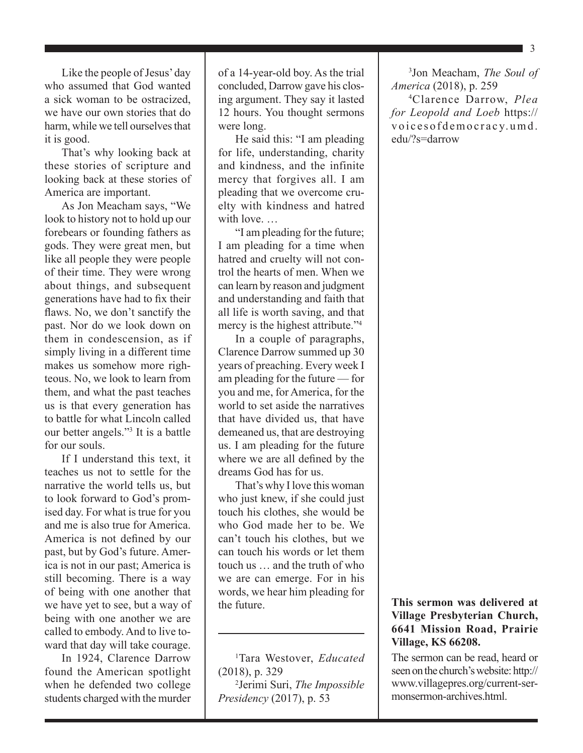Like the people of Jesus' day who assumed that God wanted a sick woman to be ostracized, we have our own stories that do harm, while we tell ourselves that it is good.

That's why looking back at these stories of scripture and looking back at these stories of America are important.

As Jon Meacham says, "We look to history not to hold up our forebears or founding fathers as gods. They were great men, but like all people they were people of their time. They were wrong about things, and subsequent generations have had to fix their flaws. No, we don't sanctify the past. Nor do we look down on them in condescension, as if simply living in a different time makes us somehow more righteous. No, we look to learn from them, and what the past teaches us is that every generation has to battle for what Lincoln called our better angels."[3] It is a battle for our souls.

If I understand this text, it teaches us not to settle for the narrative the world tells us, but to look forward to God's promised day. For what is true for you and me is also true for America. America is not defined by our past, but by God's future. America is not in our past; America is still becoming. There is a way of being with one another that we have yet to see, but a way of being with one another we are called to embody. And to live toward that day will take courage.

In 1924, Clarence Darrow found the American spotlight when he defended two college students charged with the murder of a 14-year-old boy. As the trial concluded, Darrow gave his closing argument. They say it lasted 12 hours. You thought sermons were long.

He said this: "I am pleading for life, understanding, charity and kindness, and the infinite mercy that forgives all. I am pleading that we overcome cruelty with kindness and hatred with love. …

"I am pleading for the future; I am pleading for a time when hatred and cruelty will not control the hearts of men. When we can learn by reason and judgment and understanding and faith that all life is worth saving, and that mercy is the highest attribute."[4]

In a couple of paragraphs, Clarence Darrow summed up 30 years of preaching. Every week I am pleading for the future — for you and me, for America, for the world to set aside the narratives that have divided us, that have demeaned us, that are destroying us. I am pleading for the future where we are all defined by the dreams God has for us.

That's why I love this woman who just knew, if she could just touch his clothes, she would be who God made her to be. We can't touch his clothes, but we can touch his words or let them touch us … and the truth of who we are can emerge. For in his words, we hear him pleading for the future.

---

[1]Tara Westover, *Educated* (2018), p. 329

[2]Jerimi Suri, *The Impossible Presidency* (2017), p. 53

[3]Jon Meacham, *The Soul of America* (2018), p. 259

[4]Clarence Darrow, *Plea for Leopold and Loeb* https://voicesofdemocracy.umd.edu/?s=darrow

**This sermon was delivered at Village Presbyterian Church, 6641 Mission Road, Prairie Village, KS 66208.**

The sermon can be read, heard or seen on the church's website: http://www.villagepres.org/current-sermonsermon-archives.html.